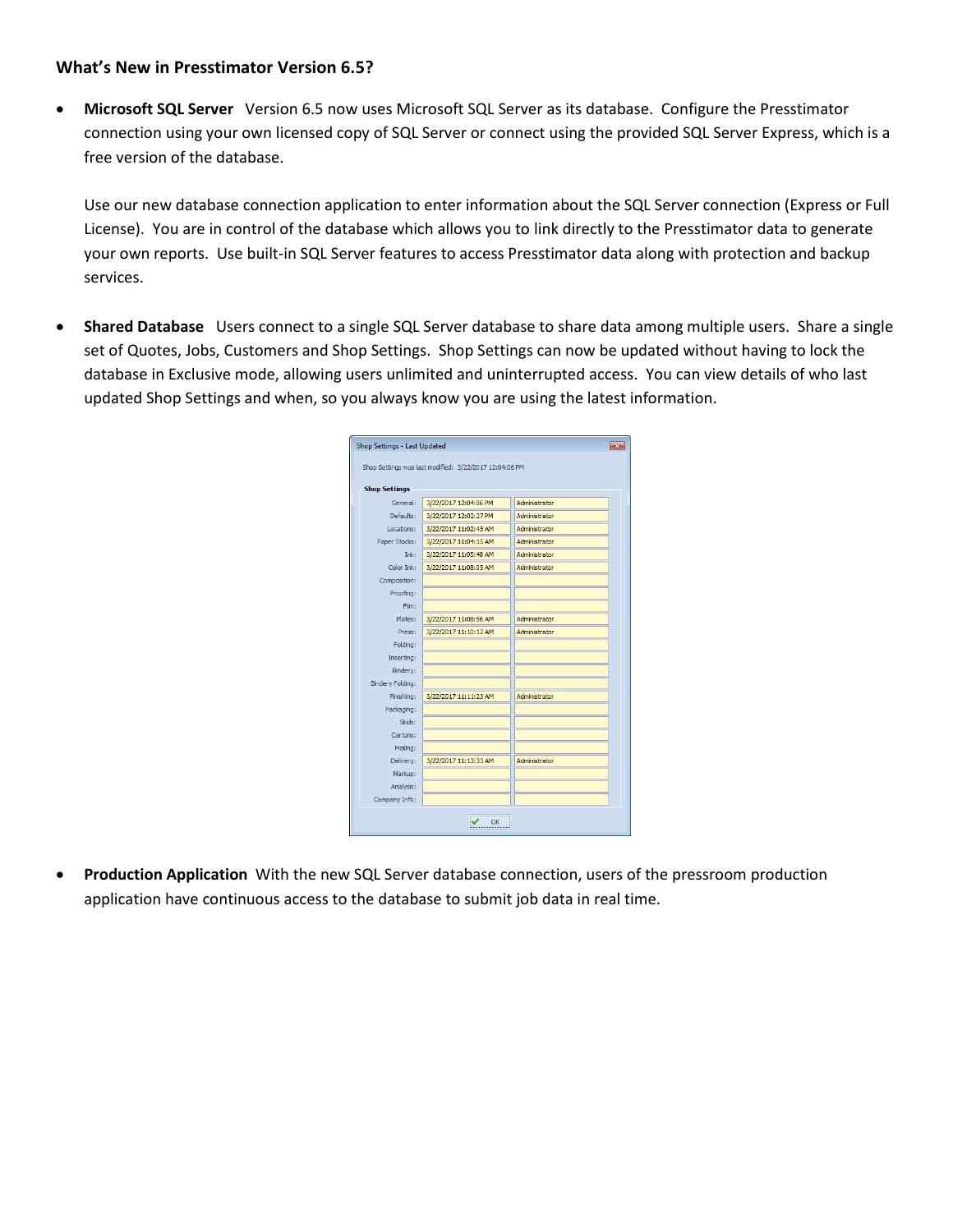### What's New in Presstimator Version 6.5?

- **Microsoft SQL Server** Version 6.5 now uses Microsoft SQL Server as its database. Configure the Presstimator connection using your own licensed copy of SQL Server or connect using the provided SQL Server Express, which is a free version of the database.

  Use our new database connection application to enter information about the SQL Server connection (Express or Full License). You are in control of the database which allows you to link directly to the Presstimator data to generate your own reports. Use built-in SQL Server features to access Presstimator data along with protection and backup services.

- **Shared Database** Users connect to a single SQL Server database to share data among multiple users. Share a single set of Quotes, Jobs, Customers and Shop Settings. Shop Settings can now be updated without having to lock the database in Exclusive mode, allowing users unlimited and uninterrupted access. You can view details of who last updated Shop Settings and when, so you always know you are using the latest information.

- **Production Application** With the new SQL Server database connection, users of the pressroom production application have continuous access to the database to submit job data in real time.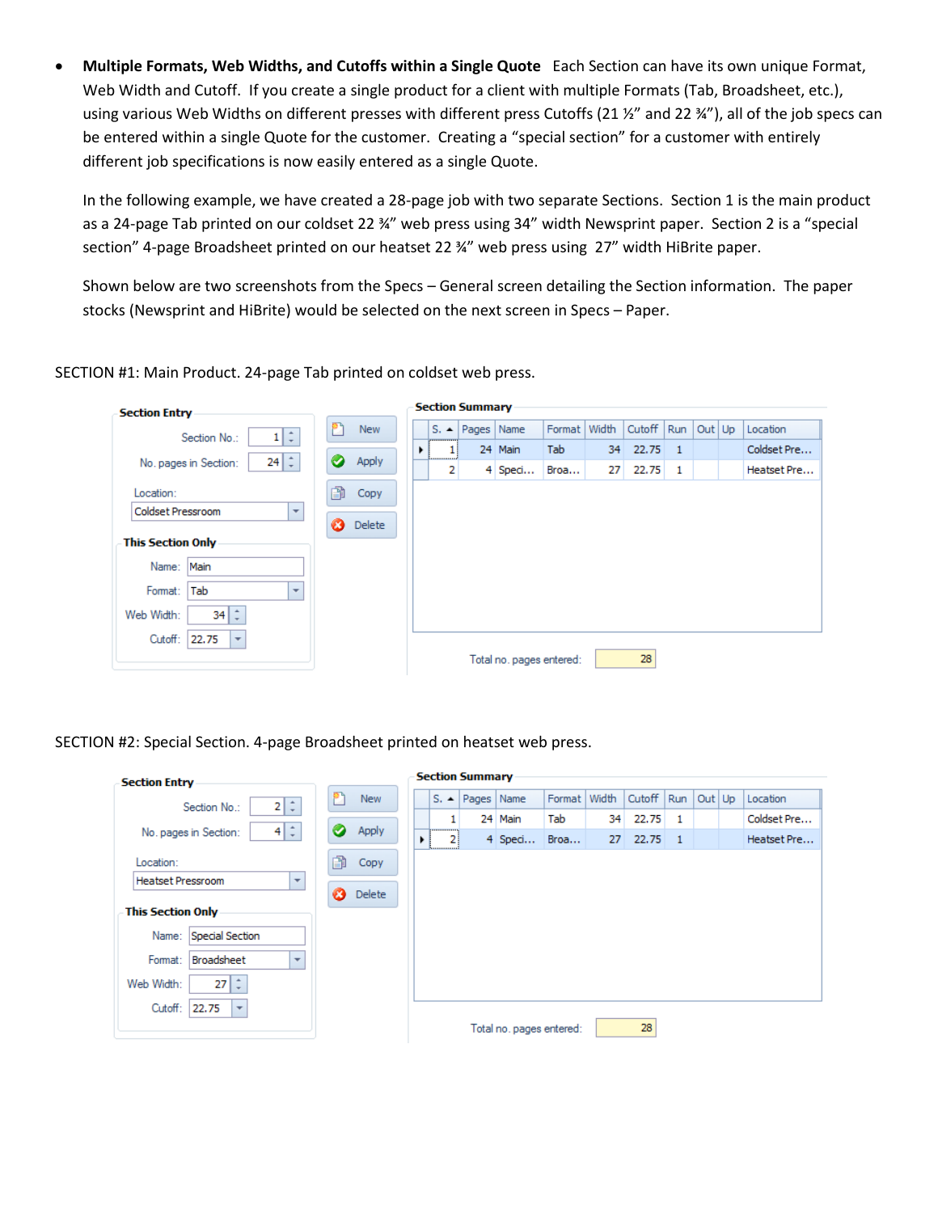- **Multiple Formats, Web Widths, and Cutoffs within a Single Quote** Each Section can have its own unique Format, Web Width and Cutoff. If you create a single product for a client with multiple Formats (Tab, Broadsheet, etc.), using various Web Widths on different presses with different press Cutoffs (21 ½" and 22 ¾"), all of the job specs can be entered within a single Quote for the customer. Creating a "special section" for a customer with entirely different job specifications is now easily entered as a single Quote.

  In the following example, we have created a 28-page job with two separate Sections. Section 1 is the main product as a 24-page Tab printed on our coldset 22 ¾" web press using 34" width Newsprint paper. Section 2 is a "special section" 4-page Broadsheet printed on our heatset 22 ¾" web press using 27" width HiBrite paper.

  Shown below are two screenshots from the Specs – General screen detailing the Section information. The paper stocks (Newsprint and HiBrite) would be selected on the next screen in Specs – Paper.

SECTION #1: Main Product. 24-page Tab printed on coldset web press.

**Section Entry**

Section No.: 1
No. pages in Section: 24
Location: Coldset Pressroom

**This Section Only**

Name: Main
Format: Tab
Web Width: 34
Cutoff: 22.75

New | Apply | Copy | Delete

**Section Summary**

| S. | Pages | Name | Format | Width | Cutoff | Run | Out | Up | Location |
|---|---|---|---|---|---|---|---|---|---|
| 1 | 24 | Main | Tab | 34 | 22.75 | 1 | | | Coldset Pre... |
| 2 | 4 | Speci... | Broa... | 27 | 22.75 | 1 | | | Heatset Pre... |

Total no. pages entered: 28

SECTION #2: Special Section. 4-page Broadsheet printed on heatset web press.

**Section Entry**

Section No.: 2
No. pages in Section: 4
Location: Heatset Pressroom

**This Section Only**

Name: Special Section
Format: Broadsheet
Web Width: 27
Cutoff: 22.75

New | Apply | Copy | Delete

**Section Summary**

| S. | Pages | Name | Format | Width | Cutoff | Run | Out | Up | Location |
|---|---|---|---|---|---|---|---|---|---|
| 1 | 24 | Main | Tab | 34 | 22.75 | 1 | | | Coldset Pre... |
| 2 | 4 | Speci... | Broa... | 27 | 22.75 | 1 | | | Heatset Pre... |

Total no. pages entered: 28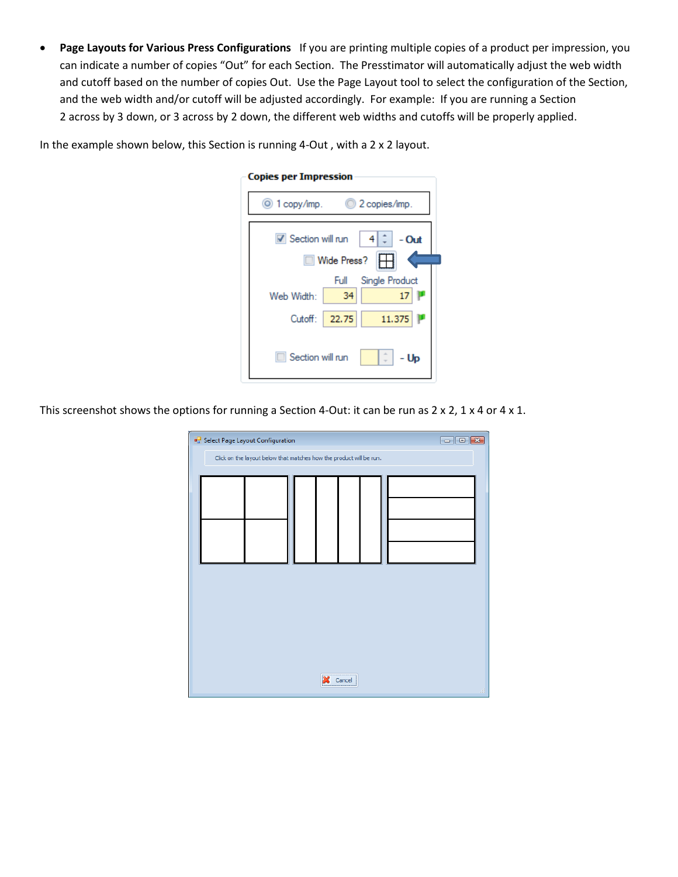- **Page Layouts for Various Press Configurations** If you are printing multiple copies of a product per impression, you can indicate a number of copies "Out" for each Section. The Presstimator will automatically adjust the web width and cutoff based on the number of copies Out. Use the Page Layout tool to select the configuration of the Section, and the web width and/or cutoff will be adjusted accordingly. For example: If you are running a Section 2 across by 3 down, or 3 across by 2 down, the different web widths and cutoffs will be properly applied.

In the example shown below, this Section is running 4-Out , with a 2 x 2 layout.

This screenshot shows the options for running a Section 4-Out: it can be run as 2 x 2, 1 x 4 or 4 x 1.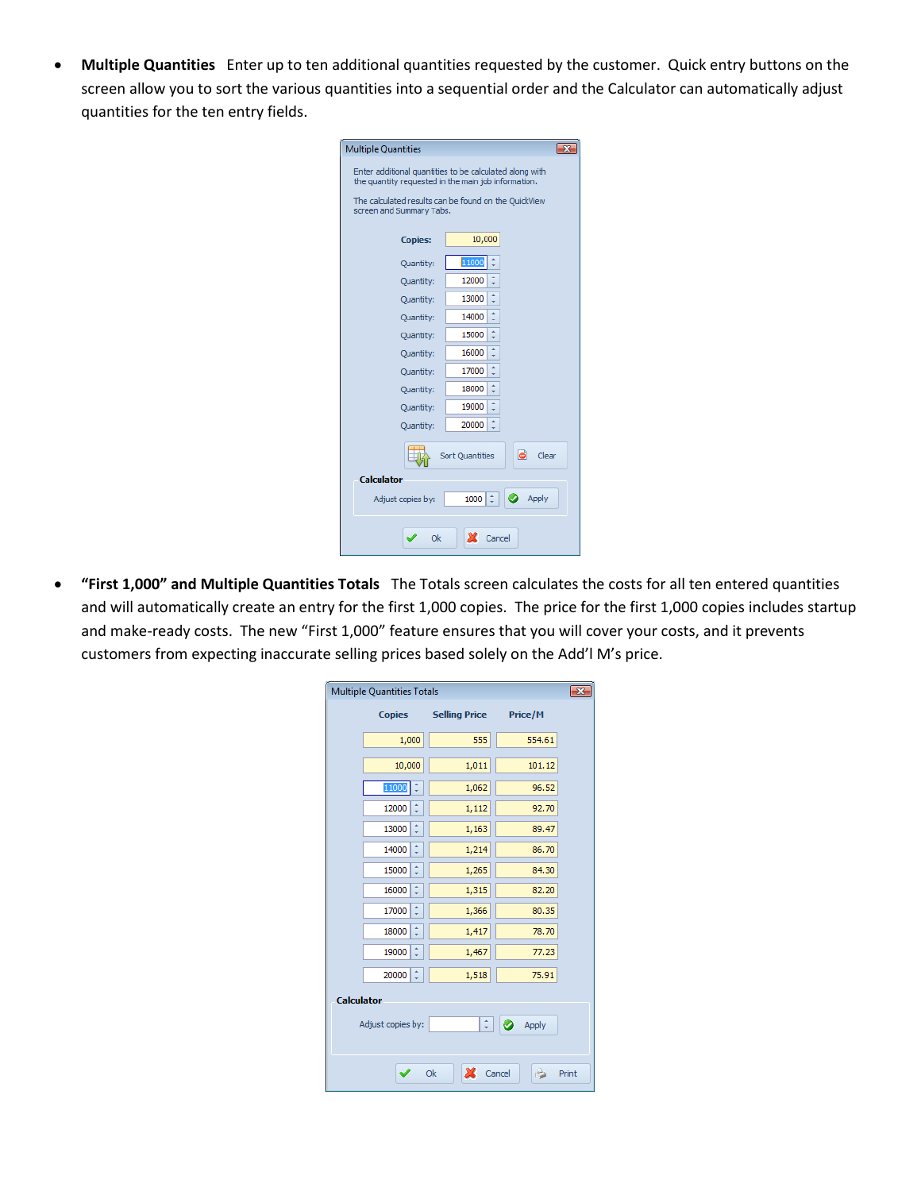- **Multiple Quantities** Enter up to ten additional quantities requested by the customer. Quick entry buttons on the screen allow you to sort the various quantities into a sequential order and the Calculator can automatically adjust quantities for the ten entry fields.

Multiple Quantities

Enter additional quantities to be calculated along with the quantity requested in the main job information.

The calculated results can be found on the QuickView screen and Summary Tabs.

| Field | Value |
|---|---|
| Copies: | 10,000 |
| Quantity: | 11000 |
| Quantity: | 12000 |
| Quantity: | 13000 |
| Quantity: | 14000 |
| Quantity: | 15000 |
| Quantity: | 16000 |
| Quantity: | 17000 |
| Quantity: | 18000 |
| Quantity: | 19000 |
| Quantity: | 20000 |

Sort Quantities | Clear

**Calculator**

Adjust copies by: 1000 | Apply

Ok | Cancel

- **"First 1,000" and Multiple Quantities Totals** The Totals screen calculates the costs for all ten entered quantities and will automatically create an entry for the first 1,000 copies. The price for the first 1,000 copies includes startup and make-ready costs. The new "First 1,000" feature ensures that you will cover your costs, and it prevents customers from expecting inaccurate selling prices based solely on the Add'l M's price.

Multiple Quantities Totals

| Copies | Selling Price | Price/M |
|---|---|---|
| 1,000 | 555 | 554.61 |
| 10,000 | 1,011 | 101.12 |
| 11000 | 1,062 | 96.52 |
| 12000 | 1,112 | 92.70 |
| 13000 | 1,163 | 89.47 |
| 14000 | 1,214 | 86.70 |
| 15000 | 1,265 | 84.30 |
| 16000 | 1,315 | 82.20 |
| 17000 | 1,366 | 80.35 |
| 18000 | 1,417 | 78.70 |
| 19000 | 1,467 | 77.23 |
| 20000 | 1,518 | 75.91 |

**Calculator**

Adjust copies by: | Apply

Ok | Cancel | Print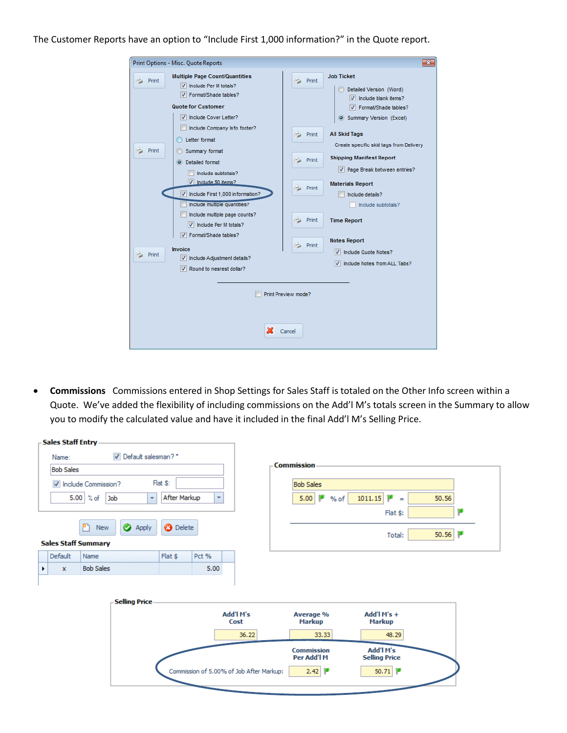The Customer Reports have an option to “Include First 1,000 information?” in the Quote report.

- **Commissions** Commissions entered in Shop Settings for Sales Staff is totaled on the Other Info screen within a Quote. We’ve added the flexibility of including commissions on the Add’l M’s totals screen in the Summary to allow you to modify the calculated value and have it included in the final Add’l M’s Selling Price.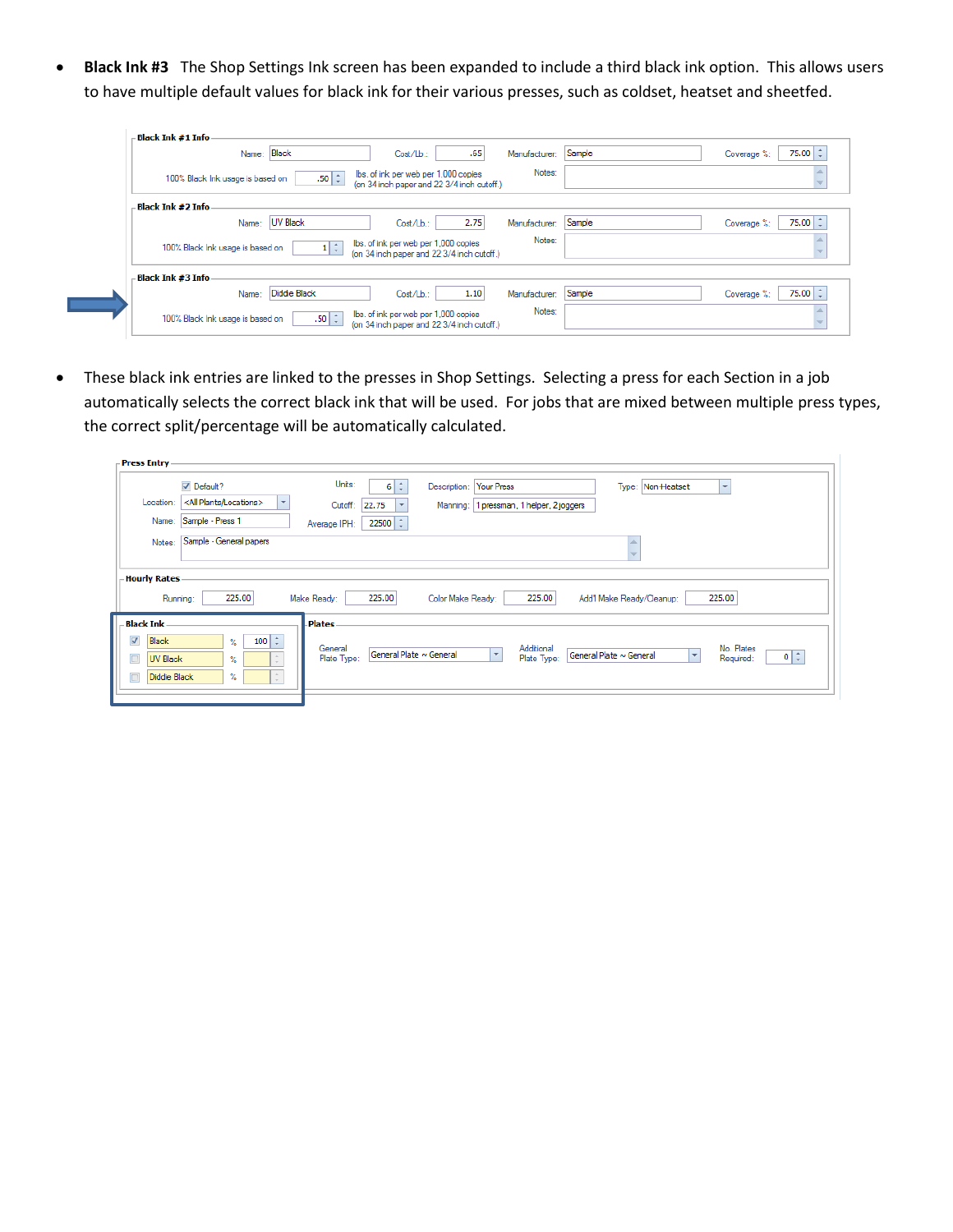- **Black Ink #3** The Shop Settings Ink screen has been expanded to include a third black ink option. This allows users to have multiple default values for black ink for their various presses, such as coldset, heatset and sheetfed.

- These black ink entries are linked to the presses in Shop Settings. Selecting a press for each Section in a job automatically selects the correct black ink that will be used. For jobs that are mixed between multiple press types, the correct split/percentage will be automatically calculated.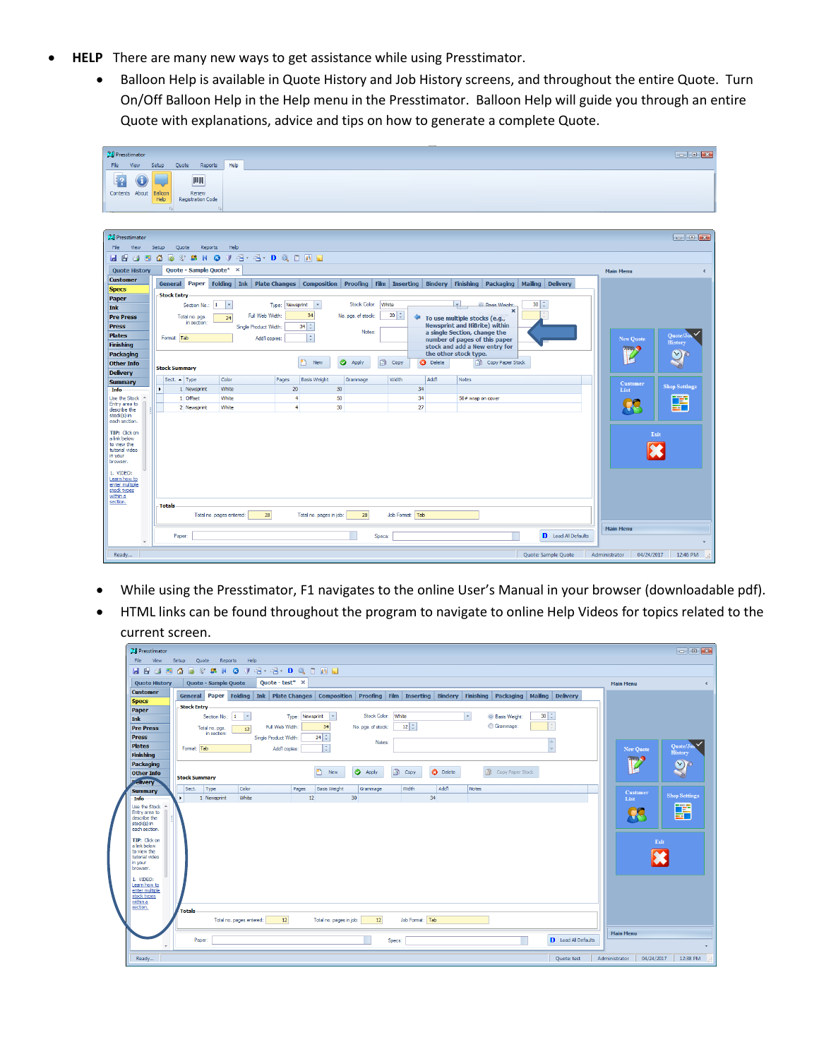- **HELP** There are many new ways to get assistance while using Presstimator.
  - Balloon Help is available in Quote History and Job History screens, and throughout the entire Quote. Turn On/Off Balloon Help in the Help menu in the Presstimator. Balloon Help will guide you through an entire Quote with explanations, advice and tips on how to generate a complete Quote.
  - While using the Presstimator, F1 navigates to the online User's Manual in your browser (downloadable pdf).
  - HTML links can be found throughout the program to navigate to online Help Videos for topics related to the current screen.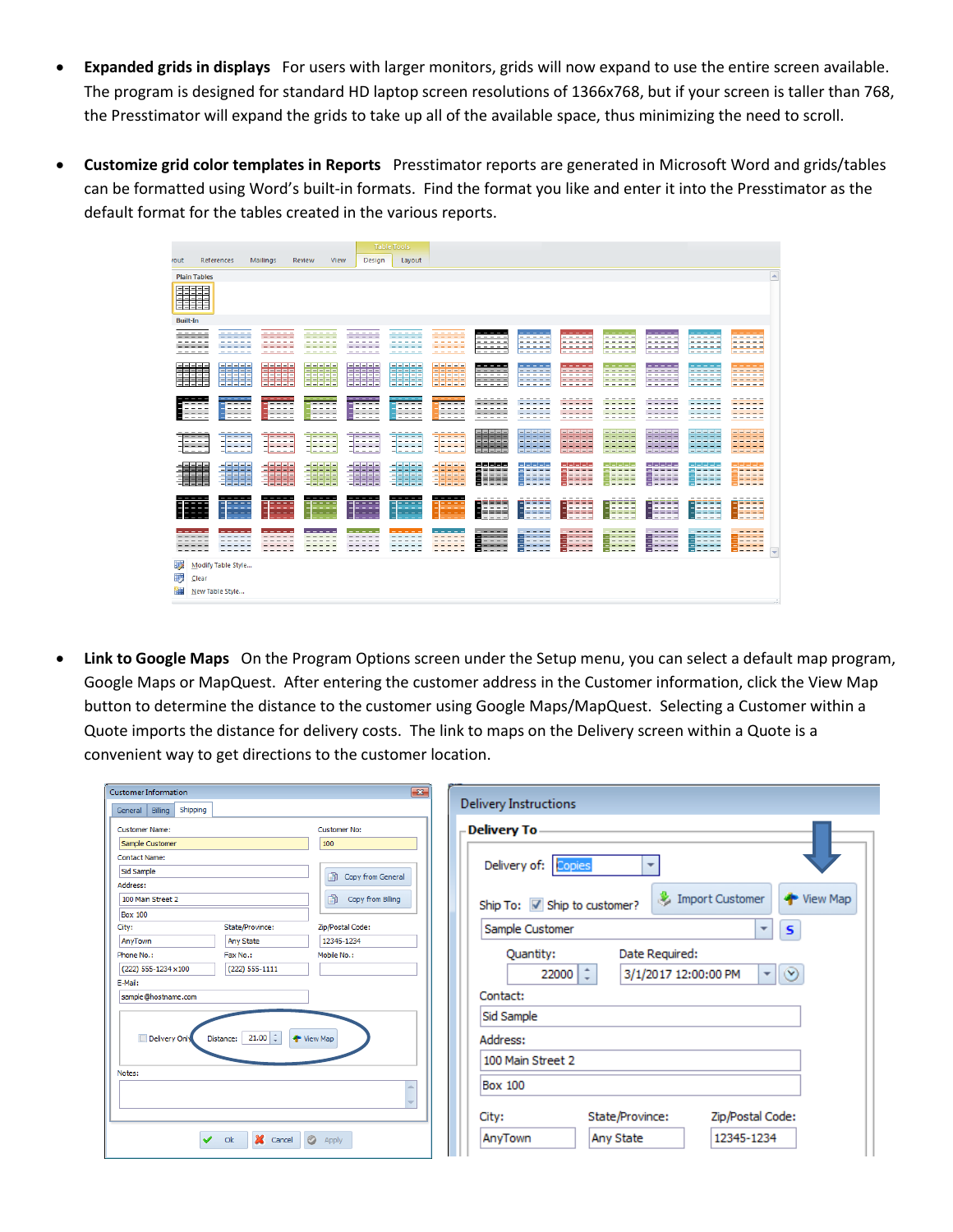- **Expanded grids in displays** For users with larger monitors, grids will now expand to use the entire screen available. The program is designed for standard HD laptop screen resolutions of 1366x768, but if your screen is taller than 768, the Presstimator will expand the grids to take up all of the available space, thus minimizing the need to scroll.

- **Customize grid color templates in Reports** Presstimator reports are generated in Microsoft Word and grids/tables can be formatted using Word's built-in formats. Find the format you like and enter it into the Presstimator as the default format for the tables created in the various reports.

- **Link to Google Maps** On the Program Options screen under the Setup menu, you can select a default map program, Google Maps or MapQuest. After entering the customer address in the Customer information, click the View Map button to determine the distance to the customer using Google Maps/MapQuest. Selecting a Customer within a Quote imports the distance for delivery costs. The link to maps on the Delivery screen within a Quote is a convenient way to get directions to the customer location.